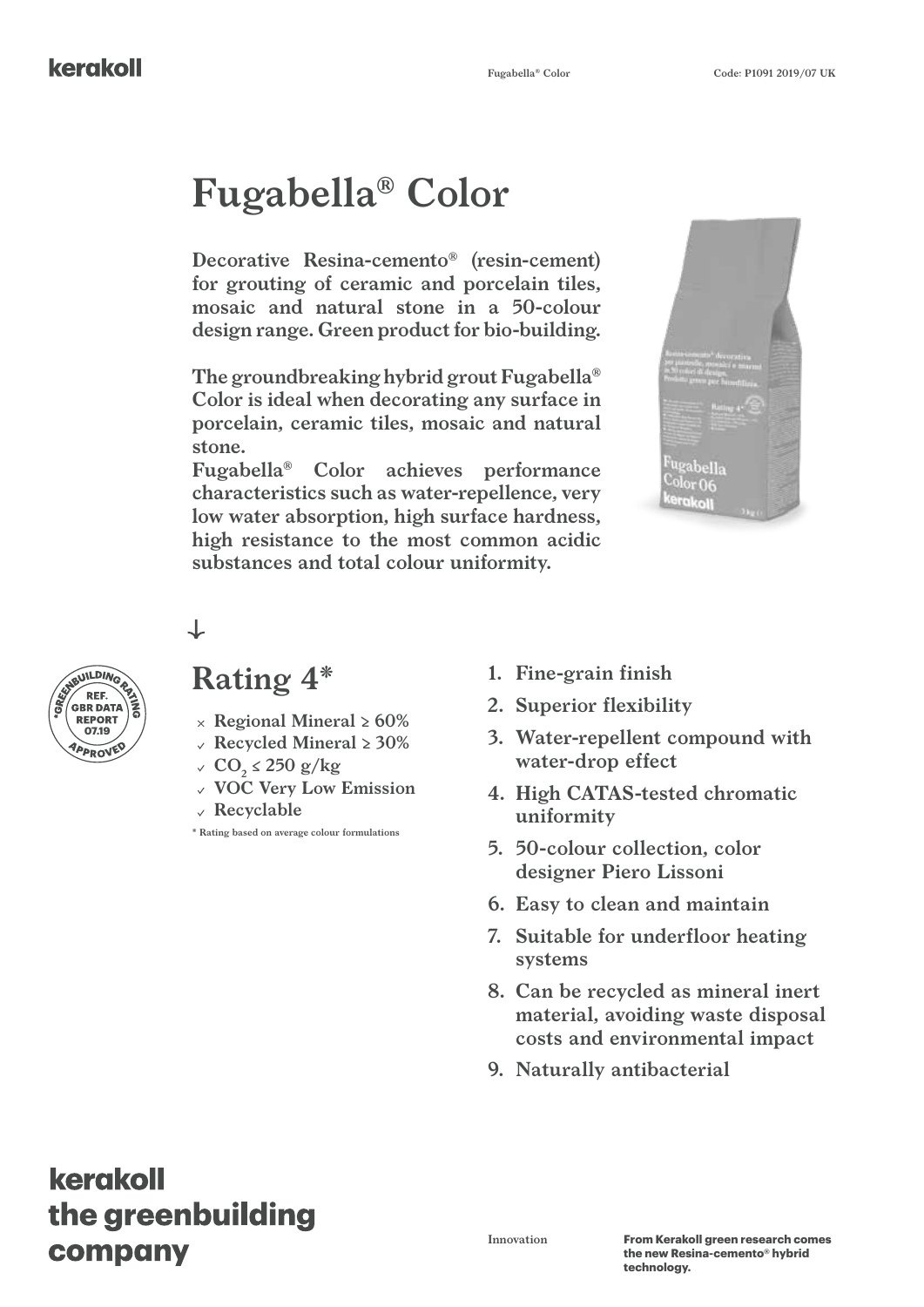# Fugabella® Color

**Decorative Resina-cemento® (resin-cement) for grouting of ceramic and porcelain tiles, mosaic and natural stone in a 50-colour design range. Green product for bio-building.**

**The groundbreaking hybrid grout Fugabella® Color is ideal when decorating any surface in porcelain, ceramic tiles, mosaic and natural stone.**
**Fugabella® Color achieves performance characteristics such as water-repellence, very low water absorption, high surface hardness, high resistance to the most common acidic substances and total colour uniformity.**

*GREENBUILDING RATING
REF. GBR DATA REPORT 07.19
APPROVED

## Rating 4*

- × Regional Mineral ≥ 60%
- ✓ Recycled Mineral ≥ 30%
- ✓ $CO_2$ ≤ 250 g/kg
- ✓ VOC Very Low Emission
- ✓ Recyclable

* Rating based on average colour formulations

1. Fine-grain finish
2. Superior flexibility
3. Water-repellent compound with water-drop effect
4. High CATAS-tested chromatic uniformity
5. 50-colour collection, color designer Piero Lissoni
6. Easy to clean and maintain
7. Suitable for underfloor heating systems
8. Can be recycled as mineral inert material, avoiding waste disposal costs and environmental impact
9. Naturally antibacterial

**kerakoll the greenbuilding company**

Innovation

**From Kerakoll green research comes the new Resina-cemento® hybrid technology.**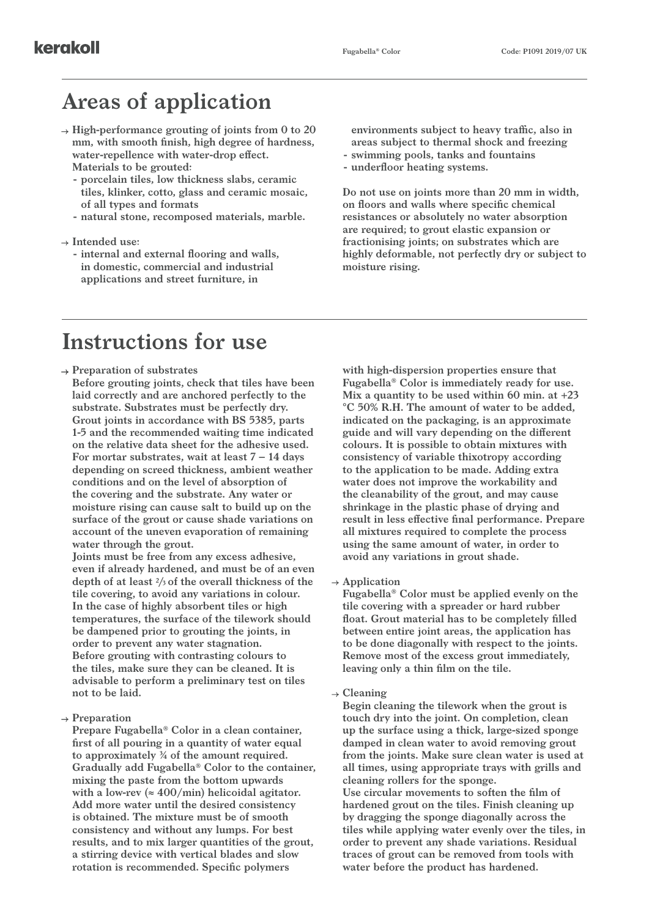# Areas of application

→ High-performance grouting of joints from 0 to 20 mm, with smooth finish, high degree of hardness, water-repellence with water-drop effect.
Materials to be grouted:
- porcelain tiles, low thickness slabs, ceramic tiles, klinker, cotto, glass and ceramic mosaic, of all types and formats
- natural stone, recomposed materials, marble.

→ Intended use:
- internal and external flooring and walls, in domestic, commercial and industrial applications and street furniture, in environments subject to heavy traffic, also in areas subject to thermal shock and freezing
- swimming pools, tanks and fountains
- underfloor heating systems.

Do not use on joints more than 20 mm in width, on floors and walls where specific chemical resistances or absolutely no water absorption are required; to grout elastic expansion or fractionising joints; on substrates which are highly deformable, not perfectly dry or subject to moisture rising.

# Instructions for use

→ Preparation of substrates
Before grouting joints, check that tiles have been laid correctly and are anchored perfectly to the substrate. Substrates must be perfectly dry. Grout joints in accordance with BS 5385, parts 1-5 and the recommended waiting time indicated on the relative data sheet for the adhesive used. For mortar substrates, wait at least 7 – 14 days depending on screed thickness, ambient weather conditions and on the level of absorption of the covering and the substrate. Any water or moisture rising can cause salt to build up on the surface of the grout or cause shade variations on account of the uneven evaporation of remaining water through the grout.
Joints must be free from any excess adhesive, even if already hardened, and must be of an even depth of at least ⅔ of the overall thickness of the tile covering, to avoid any variations in colour. In the case of highly absorbent tiles or high temperatures, the surface of the tilework should be dampened prior to grouting the joints, in order to prevent any water stagnation.
Before grouting with contrasting colours to the tiles, make sure they can be cleaned. It is advisable to perform a preliminary test on tiles not to be laid.

→ Preparation
Prepare Fugabella® Color in a clean container, first of all pouring in a quantity of water equal to approximately ¾ of the amount required. Gradually add Fugabella® Color to the container, mixing the paste from the bottom upwards with a low-rev (≈ 400/min) helicoidal agitator. Add more water until the desired consistency is obtained. The mixture must be of smooth consistency and without any lumps. For best results, and to mix larger quantities of the grout, a stirring device with vertical blades and slow rotation is recommended. Specific polymers with high-dispersion properties ensure that Fugabella® Color is immediately ready for use. Mix a quantity to be used within 60 min. at +23 °C 50% R.H. The amount of water to be added, indicated on the packaging, is an approximate guide and will vary depending on the different colours. It is possible to obtain mixtures with consistency of variable thixotropy according to the application to be made. Adding extra water does not improve the workability and the cleanability of the grout, and may cause shrinkage in the plastic phase of drying and result in less effective final performance. Prepare all mixtures required to complete the process using the same amount of water, in order to avoid any variations in grout shade.

→ Application
Fugabella® Color must be applied evenly on the tile covering with a spreader or hard rubber float. Grout material has to be completely filled between entire joint areas, the application has to be done diagonally with respect to the joints. Remove most of the excess grout immediately, leaving only a thin film on the tile.

→ Cleaning
Begin cleaning the tilework when the grout is touch dry into the joint. On completion, clean up the surface using a thick, large-sized sponge damped in clean water to avoid removing grout from the joints. Make sure clean water is used at all times, using appropriate trays with grills and cleaning rollers for the sponge.
Use circular movements to soften the film of hardened grout on the tiles. Finish cleaning up by dragging the sponge diagonally across the tiles while applying water evenly over the tiles, in order to prevent any shade variations. Residual traces of grout can be removed from tools with water before the product has hardened.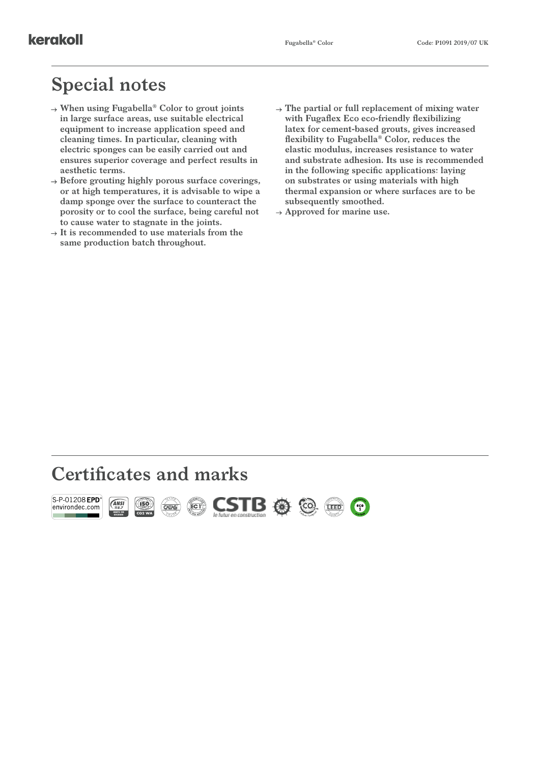## Special notes

- When using Fugabella® Color to grout joints in large surface areas, use suitable electrical equipment to increase application speed and cleaning times. In particular, cleaning with electric sponges can be easily carried out and ensures superior coverage and perfect results in aesthetic terms.
- Before grouting highly porous surface coverings, or at high temperatures, it is advisable to wipe a damp sponge over the surface to counteract the porosity or to cool the surface, being careful not to cause water to stagnate in the joints.
- It is recommended to use materials from the same production batch throughout.
- The partial or full replacement of mixing water with Fugaflex Eco eco-friendly flexibilizing latex for cement-based grouts, gives increased flexibility to Fugabella® Color, reduces the elastic modulus, increases resistance to water and substrate adhesion. Its use is recommended in the following specific applications: laying on substrates or using materials with high thermal expansion or where surfaces are to be subsequently smoothed.
- Approved for marine use.

## Certificates and marks

S-P-01208 EPD® environdec.com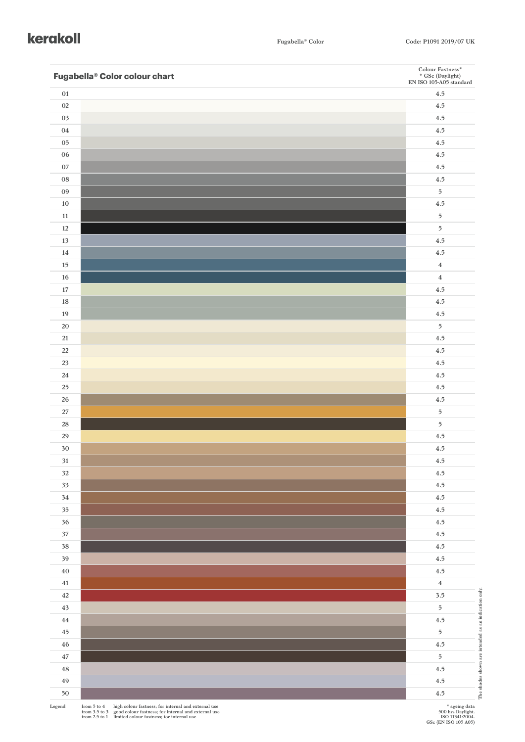**kerakoll**

## Fugabella® Color colour chart

| | Colour Fastness* * GSc (Daylight) EN ISO 105-A05 standard |
|---|---|
| 01 | 4.5 |
| 02 | 4.5 |
| 03 | 4.5 |
| 04 | 4.5 |
| 05 | 4.5 |
| 06 | 4.5 |
| 07 | 4.5 |
| 08 | 4.5 |
| 09 | 5 |
| 10 | 4.5 |
| 11 | 5 |
| 12 | 5 |
| 13 | 4.5 |
| 14 | 4.5 |
| 15 | 4 |
| 16 | 4 |
| 17 | 4.5 |
| 18 | 4.5 |
| 19 | 4.5 |
| 20 | 5 |
| 21 | 4.5 |
| 22 | 4.5 |
| 23 | 4.5 |
| 24 | 4.5 |
| 25 | 4.5 |
| 26 | 4.5 |
| 27 | 5 |
| 28 | 5 |
| 29 | 4.5 |
| 30 | 4.5 |
| 31 | 4.5 |
| 32 | 4.5 |
| 33 | 4.5 |
| 34 | 4.5 |
| 35 | 4.5 |
| 36 | 4.5 |
| 37 | 4.5 |
| 38 | 4.5 |
| 39 | 4.5 |
| 40 | 4.5 |
| 41 | 4 |
| 42 | 3.5 |
| 43 | 5 |
| 44 | 4.5 |
| 45 | 5 |
| 46 | 4.5 |
| 47 | 5 |
| 48 | 4.5 |
| 49 | 4.5 |
| 50 | 4.5 |

The shades shown are intended as an indication only.

Legend

| | |
|---|---|
| from 5 to 4 | high colour fastness; for internal and external use |
| from 3.5 to 3 | good colour fastness; for internal and external use |
| from 2.5 to 1 | limited colour fastness; for internal use |

\* ageing data
500 hrs Daylight.
ISO 11341:2004.
GSc (EN ISO 105 A05)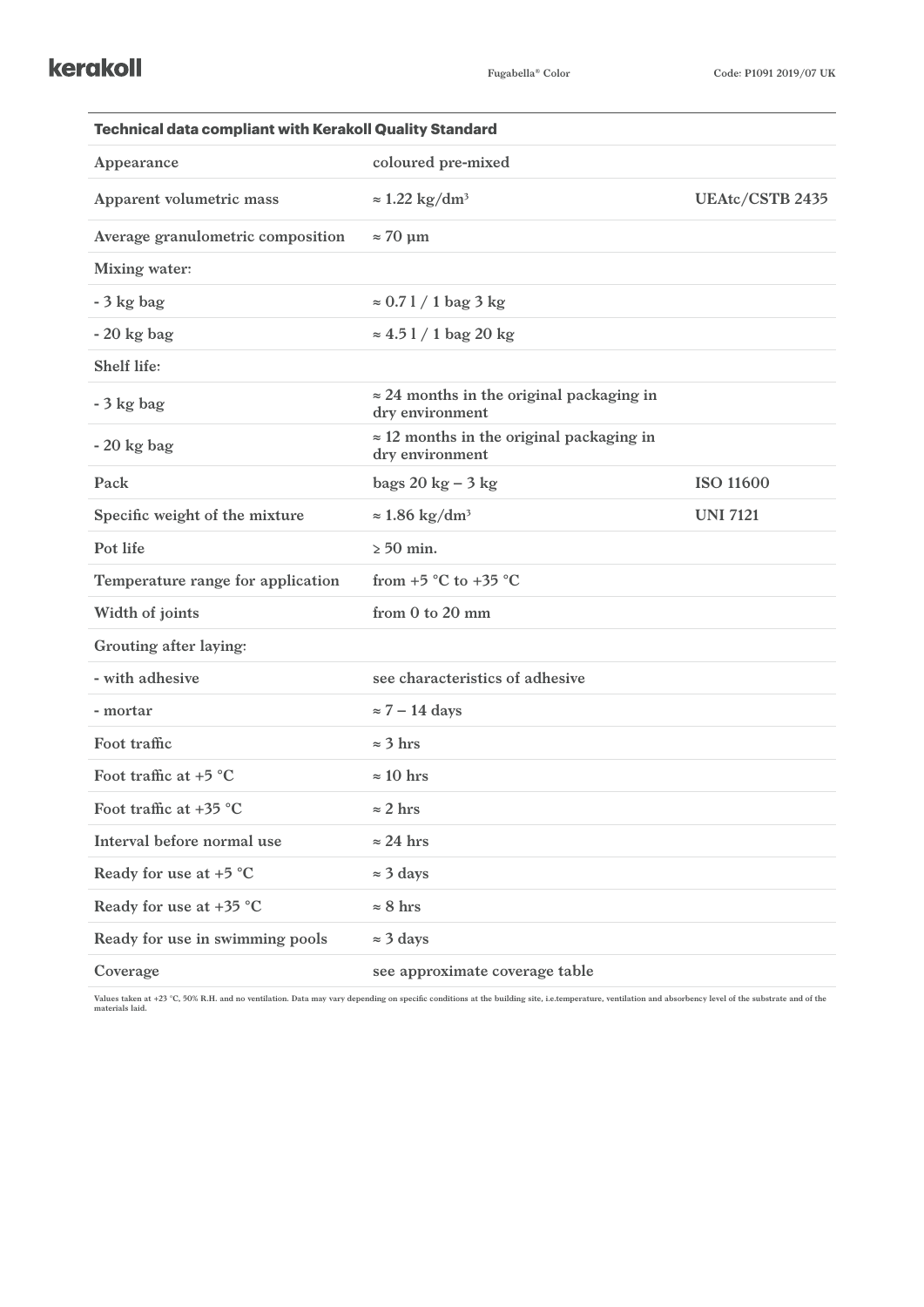| Technical data compliant with Kerakoll Quality Standard | | |
|---|---|---|
| Appearance | coloured pre-mixed | |
| Apparent volumetric mass | ≈ 1.22 kg/dm³ | UEAtc/CSTB 2435 |
| Average granulometric composition | ≈ 70 μm | |
| Mixing water: | | |
| - 3 kg bag | ≈ 0.7 l / 1 bag 3 kg | |
| - 20 kg bag | ≈ 4.5 l / 1 bag 20 kg | |
| Shelf life: | | |
| - 3 kg bag | ≈ 24 months in the original packaging in dry environment | |
| - 20 kg bag | ≈ 12 months in the original packaging in dry environment | |
| Pack | bags 20 kg – 3 kg | ISO 11600 |
| Specific weight of the mixture | ≈ 1.86 kg/dm³ | UNI 7121 |
| Pot life | ≥ 50 min. | |
| Temperature range for application | from +5 °C to +35 °C | |
| Width of joints | from 0 to 20 mm | |
| Grouting after laying: | | |
| - with adhesive | see characteristics of adhesive | |
| - mortar | ≈ 7 – 14 days | |
| Foot traffic | ≈ 3 hrs | |
| Foot traffic at +5 °C | ≈ 10 hrs | |
| Foot traffic at +35 °C | ≈ 2 hrs | |
| Interval before normal use | ≈ 24 hrs | |
| Ready for use at +5 °C | ≈ 3 days | |
| Ready for use at +35 °C | ≈ 8 hrs | |
| Ready for use in swimming pools | ≈ 3 days | |
| Coverage | see approximate coverage table | |

Values taken at +23 °C, 50% R.H. and no ventilation. Data may vary depending on specific conditions at the building site, i.e.temperature, ventilation and absorbency level of the substrate and of the materials laid.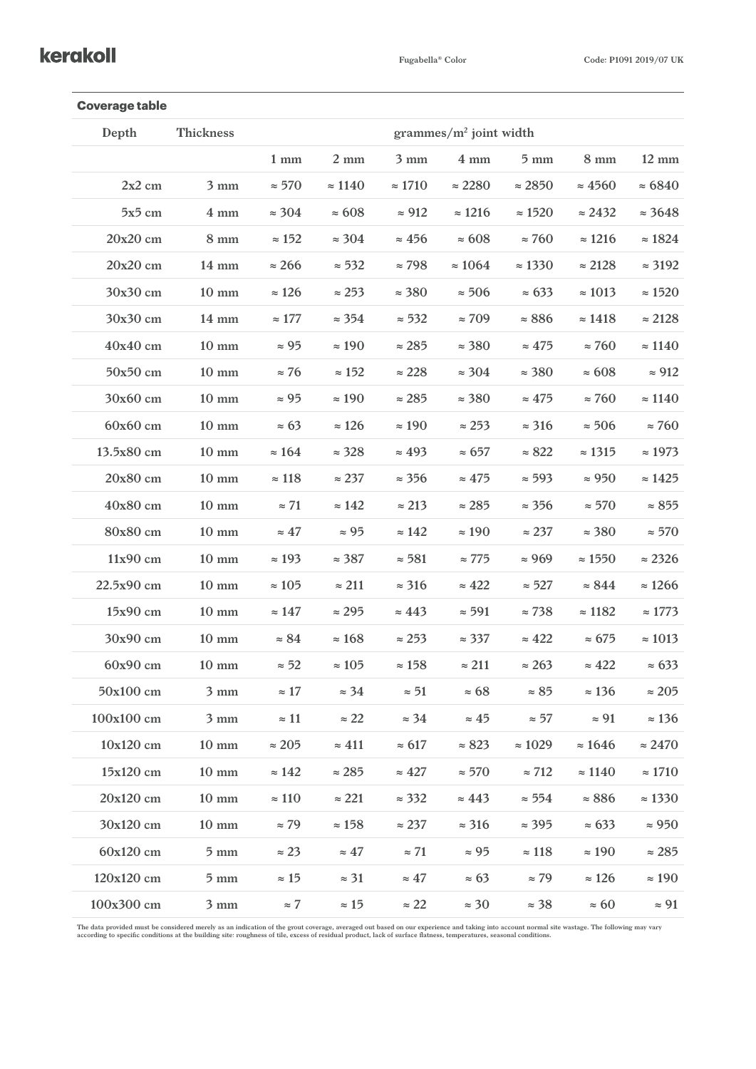## Coverage table

| Depth | Thickness | grammes/m² joint width | | | | | | |
|---|---|---|---|---|---|---|---|---|
| | | 1 mm | 2 mm | 3 mm | 4 mm | 5 mm | 8 mm | 12 mm |
| 2x2 cm | 3 mm | ≈ 570 | ≈ 1140 | ≈ 1710 | ≈ 2280 | ≈ 2850 | ≈ 4560 | ≈ 6840 |
| 5x5 cm | 4 mm | ≈ 304 | ≈ 608 | ≈ 912 | ≈ 1216 | ≈ 1520 | ≈ 2432 | ≈ 3648 |
| 20x20 cm | 8 mm | ≈ 152 | ≈ 304 | ≈ 456 | ≈ 608 | ≈ 760 | ≈ 1216 | ≈ 1824 |
| 20x20 cm | 14 mm | ≈ 266 | ≈ 532 | ≈ 798 | ≈ 1064 | ≈ 1330 | ≈ 2128 | ≈ 3192 |
| 30x30 cm | 10 mm | ≈ 126 | ≈ 253 | ≈ 380 | ≈ 506 | ≈ 633 | ≈ 1013 | ≈ 1520 |
| 30x30 cm | 14 mm | ≈ 177 | ≈ 354 | ≈ 532 | ≈ 709 | ≈ 886 | ≈ 1418 | ≈ 2128 |
| 40x40 cm | 10 mm | ≈ 95 | ≈ 190 | ≈ 285 | ≈ 380 | ≈ 475 | ≈ 760 | ≈ 1140 |
| 50x50 cm | 10 mm | ≈ 76 | ≈ 152 | ≈ 228 | ≈ 304 | ≈ 380 | ≈ 608 | ≈ 912 |
| 30x60 cm | 10 mm | ≈ 95 | ≈ 190 | ≈ 285 | ≈ 380 | ≈ 475 | ≈ 760 | ≈ 1140 |
| 60x60 cm | 10 mm | ≈ 63 | ≈ 126 | ≈ 190 | ≈ 253 | ≈ 316 | ≈ 506 | ≈ 760 |
| 13.5x80 cm | 10 mm | ≈ 164 | ≈ 328 | ≈ 493 | ≈ 657 | ≈ 822 | ≈ 1315 | ≈ 1973 |
| 20x80 cm | 10 mm | ≈ 118 | ≈ 237 | ≈ 356 | ≈ 475 | ≈ 593 | ≈ 950 | ≈ 1425 |
| 40x80 cm | 10 mm | ≈ 71 | ≈ 142 | ≈ 213 | ≈ 285 | ≈ 356 | ≈ 570 | ≈ 855 |
| 80x80 cm | 10 mm | ≈ 47 | ≈ 95 | ≈ 142 | ≈ 190 | ≈ 237 | ≈ 380 | ≈ 570 |
| 11x90 cm | 10 mm | ≈ 193 | ≈ 387 | ≈ 581 | ≈ 775 | ≈ 969 | ≈ 1550 | ≈ 2326 |
| 22.5x90 cm | 10 mm | ≈ 105 | ≈ 211 | ≈ 316 | ≈ 422 | ≈ 527 | ≈ 844 | ≈ 1266 |
| 15x90 cm | 10 mm | ≈ 147 | ≈ 295 | ≈ 443 | ≈ 591 | ≈ 738 | ≈ 1182 | ≈ 1773 |
| 30x90 cm | 10 mm | ≈ 84 | ≈ 168 | ≈ 253 | ≈ 337 | ≈ 422 | ≈ 675 | ≈ 1013 |
| 60x90 cm | 10 mm | ≈ 52 | ≈ 105 | ≈ 158 | ≈ 211 | ≈ 263 | ≈ 422 | ≈ 633 |
| 50x100 cm | 3 mm | ≈ 17 | ≈ 34 | ≈ 51 | ≈ 68 | ≈ 85 | ≈ 136 | ≈ 205 |
| 100x100 cm | 3 mm | ≈ 11 | ≈ 22 | ≈ 34 | ≈ 45 | ≈ 57 | ≈ 91 | ≈ 136 |
| 10x120 cm | 10 mm | ≈ 205 | ≈ 411 | ≈ 617 | ≈ 823 | ≈ 1029 | ≈ 1646 | ≈ 2470 |
| 15x120 cm | 10 mm | ≈ 142 | ≈ 285 | ≈ 427 | ≈ 570 | ≈ 712 | ≈ 1140 | ≈ 1710 |
| 20x120 cm | 10 mm | ≈ 110 | ≈ 221 | ≈ 332 | ≈ 443 | ≈ 554 | ≈ 886 | ≈ 1330 |
| 30x120 cm | 10 mm | ≈ 79 | ≈ 158 | ≈ 237 | ≈ 316 | ≈ 395 | ≈ 633 | ≈ 950 |
| 60x120 cm | 5 mm | ≈ 23 | ≈ 47 | ≈ 71 | ≈ 95 | ≈ 118 | ≈ 190 | ≈ 285 |
| 120x120 cm | 5 mm | ≈ 15 | ≈ 31 | ≈ 47 | ≈ 63 | ≈ 79 | ≈ 126 | ≈ 190 |
| 100x300 cm | 3 mm | ≈ 7 | ≈ 15 | ≈ 22 | ≈ 30 | ≈ 38 | ≈ 60 | ≈ 91 |

The data provided must be considered merely as an indication of the grout coverage, averaged out based on our experience and taking into account normal site wastage. The following may vary according to specific conditions at the building site: roughness of tile, excess of residual product, lack of surface flatness, temperatures, seasonal conditions.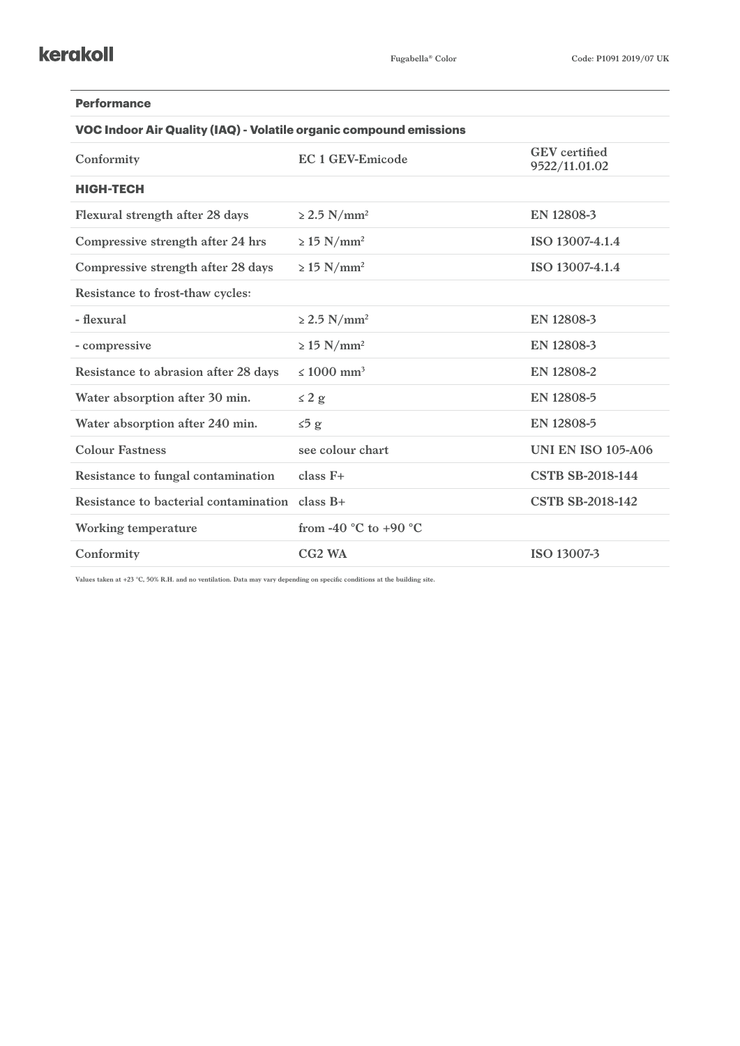| Performance | | |
|---|---|---|
| **VOC Indoor Air Quality (IAQ) - Volatile organic compound emissions** | | |
| Conformity | EC 1 GEV-Emicode | GEV certified 9522/11.01.02 |
| **HIGH-TECH** | | |
| Flexural strength after 28 days | ≥ 2.5 N/mm² | EN 12808-3 |
| Compressive strength after 24 hrs | ≥ 15 N/mm² | ISO 13007-4.1.4 |
| Compressive strength after 28 days | ≥ 15 N/mm² | ISO 13007-4.1.4 |
| Resistance to frost-thaw cycles: | | |
| - flexural | ≥ 2.5 N/mm² | EN 12808-3 |
| - compressive | ≥ 15 N/mm² | EN 12808-3 |
| Resistance to abrasion after 28 days | ≤ 1000 mm³ | EN 12808-2 |
| Water absorption after 30 min. | ≤ 2 g | EN 12808-5 |
| Water absorption after 240 min. | ≤5 g | EN 12808-5 |
| Colour Fastness | see colour chart | UNI EN ISO 105-A06 |
| Resistance to fungal contamination | class F+ | CSTB SB-2018-144 |
| Resistance to bacterial contamination | class B+ | CSTB SB-2018-142 |
| Working temperature | from -40 °C to +90 °C | |
| Conformity | CG2 WA | ISO 13007-3 |

Values taken at +23 °C, 50% R.H. and no ventilation. Data may vary depending on specific conditions at the building site.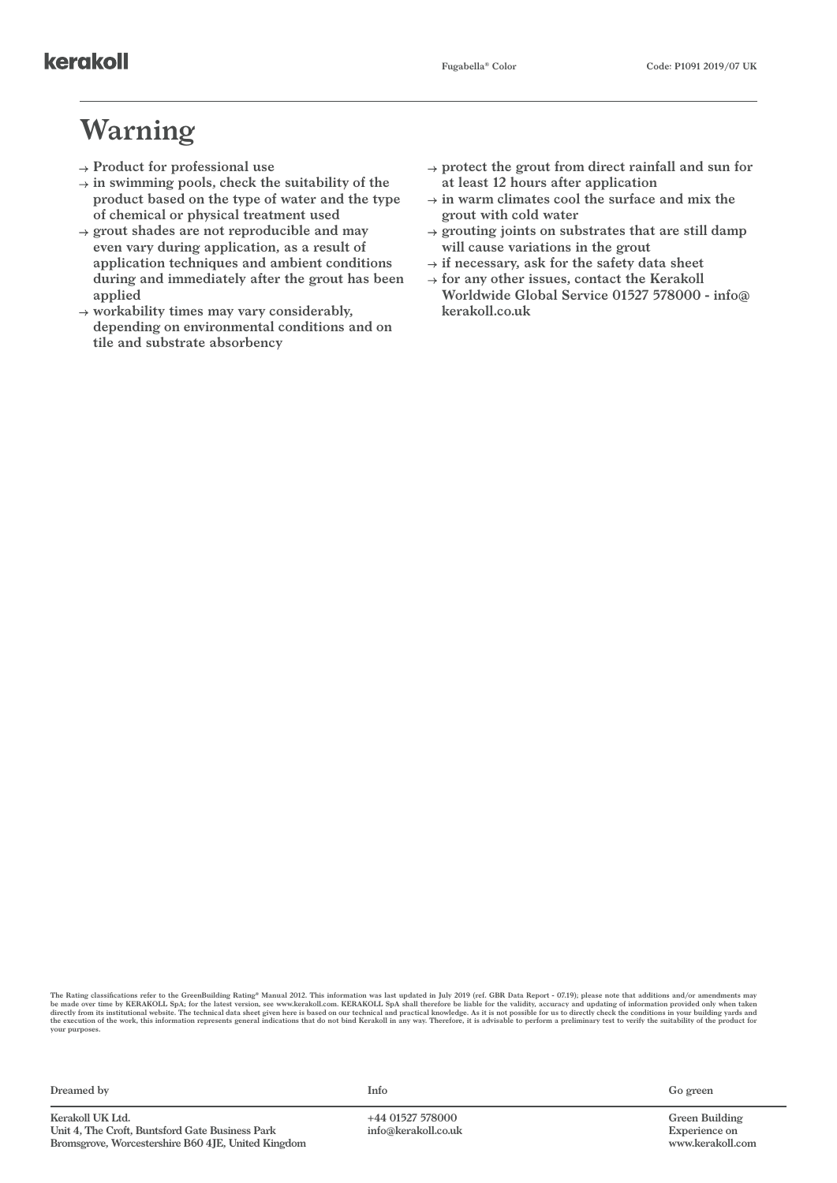# Warning

- → Product for professional use
- → in swimming pools, check the suitability of the product based on the type of water and the type of chemical or physical treatment used
- → grout shades are not reproducible and may even vary during application, as a result of application techniques and ambient conditions during and immediately after the grout has been applied
- → workability times may vary considerably, depending on environmental conditions and on tile and substrate absorbency
- → protect the grout from direct rainfall and sun for at least 12 hours after application
- → in warm climates cool the surface and mix the grout with cold water
- → grouting joints on substrates that are still damp will cause variations in the grout
- → if necessary, ask for the safety data sheet
- → for any other issues, contact the Kerakoll Worldwide Global Service 01527 578000 - info@kerakoll.co.uk

The Rating classifications refer to the GreenBuilding Rating® Manual 2012. This information was last updated in July 2019 (ref. GBR Data Report - 07.19); please note that additions and/or amendments may be made over time by KERAKOLL SpA; for the latest version, see www.kerakoll.com. KERAKOLL SpA shall therefore be liable for the validity, accuracy and updating of information provided only when taken directly from its institutional website. The technical data sheet given here is based on our technical and practical knowledge. As it is not possible for us to directly check the conditions in your building yards and the execution of the work, this information represents general indications that do not bind Kerakoll in any way. Therefore, it is advisable to perform a preliminary test to verify the suitability of the product for your purposes.

| Dreamed by | Info | Go green |
|---|---|---|
| Kerakoll UK Ltd.<br>Unit 4, The Croft, Buntsford Gate Business Park<br>Bromsgrove, Worcestershire B60 4JE, United Kingdom | +44 01527 578000<br>info@kerakoll.co.uk | Green Building<br>Experience on<br>www.kerakoll.com |